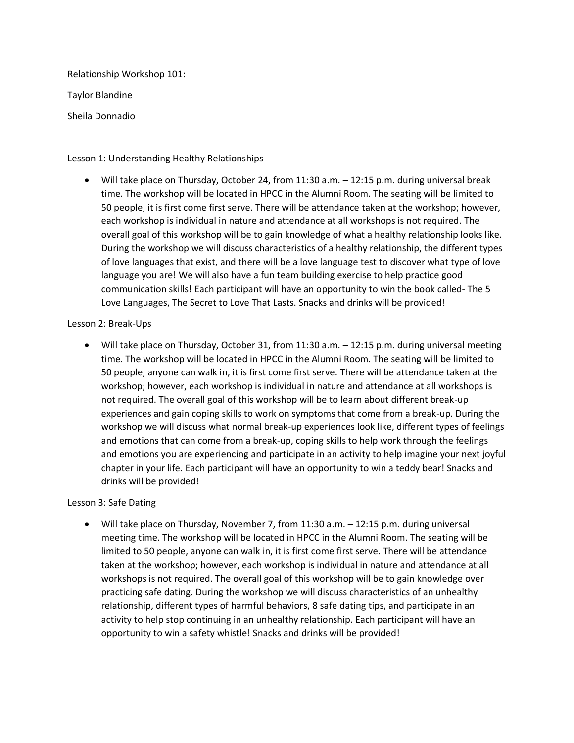Relationship Workshop 101:

Taylor Blandine

Sheila Donnadio

Lesson 1: Understanding Healthy Relationships

- Will take place on Thursday, October 24, from 11:30 a.m. – 12:15 p.m. during universal break time. The workshop will be located in HPCC in the Alumni Room. The seating will be limited to 50 people, it is first come first serve. There will be attendance taken at the workshop; however, each workshop is individual in nature and attendance at all workshops is not required. The overall goal of this workshop will be to gain knowledge of what a healthy relationship looks like. During the workshop we will discuss characteristics of a healthy relationship, the different types of love languages that exist, and there will be a love language test to discover what type of love language you are! We will also have a fun team building exercise to help practice good communication skills! Each participant will have an opportunity to win the book called- The 5 Love Languages, The Secret to Love That Lasts. Snacks and drinks will be provided!

Lesson 2: Break-Ups

- Will take place on Thursday, October 31, from 11:30 a.m. – 12:15 p.m. during universal meeting time. The workshop will be located in HPCC in the Alumni Room. The seating will be limited to 50 people, anyone can walk in, it is first come first serve. There will be attendance taken at the workshop; however, each workshop is individual in nature and attendance at all workshops is not required. The overall goal of this workshop will be to learn about different break-up experiences and gain coping skills to work on symptoms that come from a break-up. During the workshop we will discuss what normal break-up experiences look like, different types of feelings and emotions that can come from a break-up, coping skills to help work through the feelings and emotions you are experiencing and participate in an activity to help imagine your next joyful chapter in your life. Each participant will have an opportunity to win a teddy bear! Snacks and drinks will be provided!

Lesson 3: Safe Dating

- Will take place on Thursday, November 7, from 11:30 a.m. – 12:15 p.m. during universal meeting time. The workshop will be located in HPCC in the Alumni Room. The seating will be limited to 50 people, anyone can walk in, it is first come first serve. There will be attendance taken at the workshop; however, each workshop is individual in nature and attendance at all workshops is not required. The overall goal of this workshop will be to gain knowledge over practicing safe dating. During the workshop we will discuss characteristics of an unhealthy relationship, different types of harmful behaviors, 8 safe dating tips, and participate in an activity to help stop continuing in an unhealthy relationship. Each participant will have an opportunity to win a safety whistle! Snacks and drinks will be provided!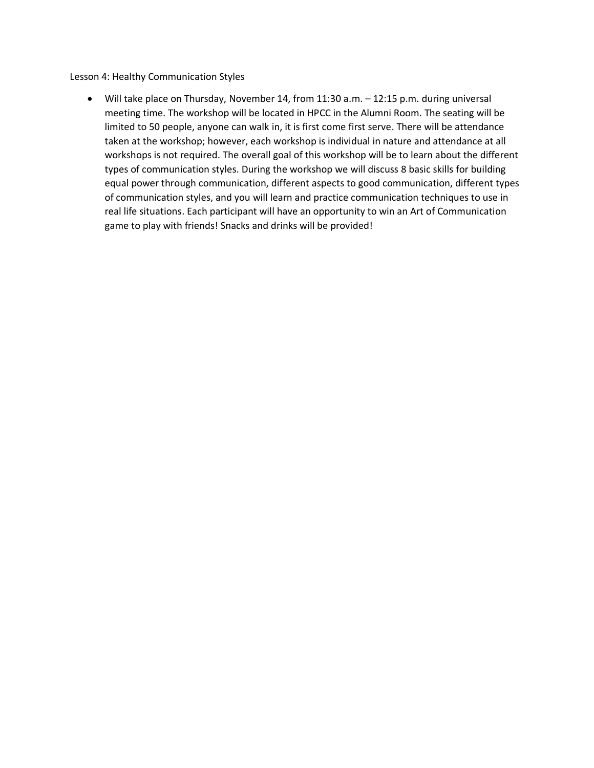Lesson 4: Healthy Communication Styles

- Will take place on Thursday, November 14, from 11:30 a.m. – 12:15 p.m. during universal meeting time. The workshop will be located in HPCC in the Alumni Room. The seating will be limited to 50 people, anyone can walk in, it is first come first serve. There will be attendance taken at the workshop; however, each workshop is individual in nature and attendance at all workshops is not required. The overall goal of this workshop will be to learn about the different types of communication styles. During the workshop we will discuss 8 basic skills for building equal power through communication, different aspects to good communication, different types of communication styles, and you will learn and practice communication techniques to use in real life situations. Each participant will have an opportunity to win an Art of Communication game to play with friends! Snacks and drinks will be provided!